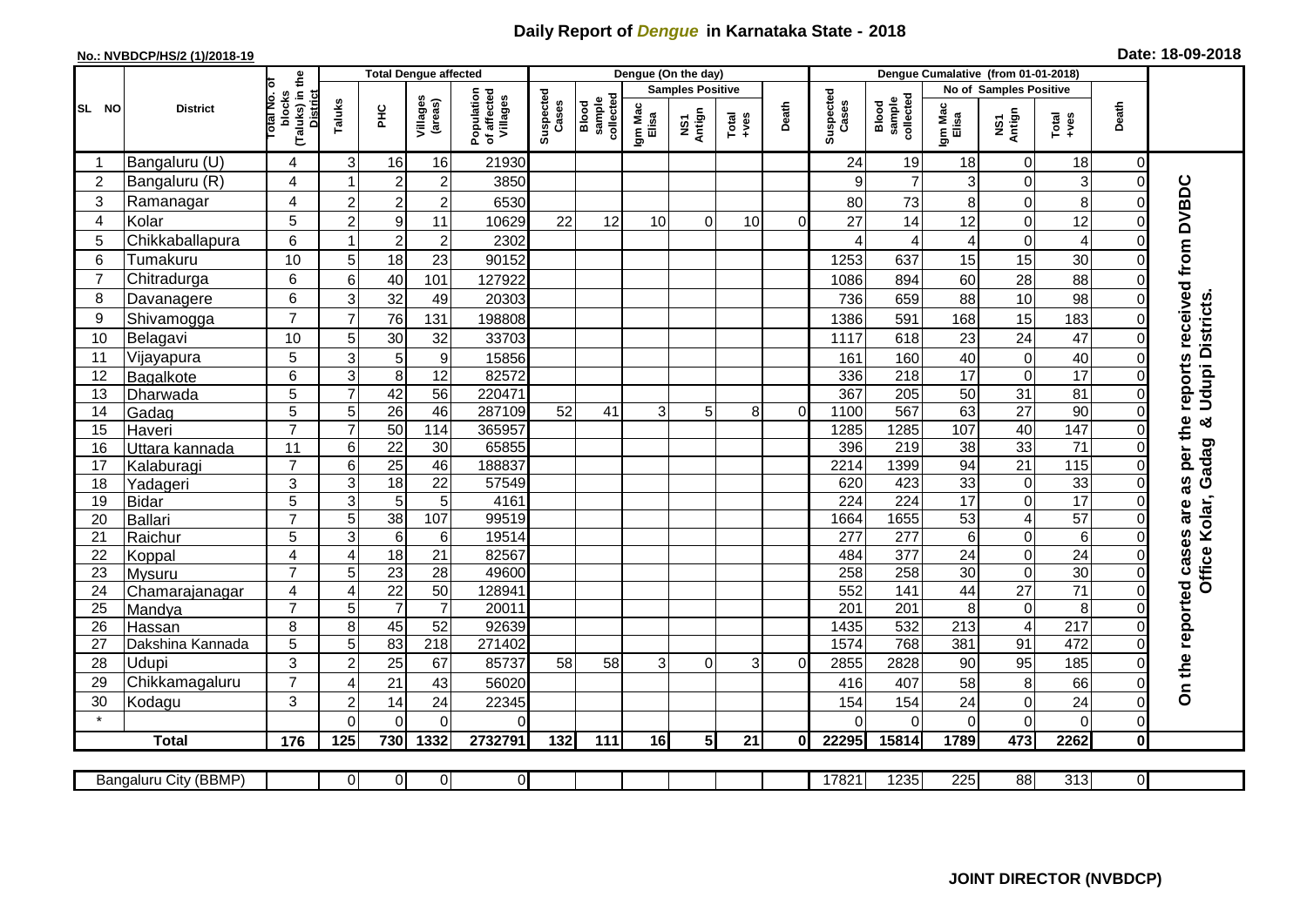# Daily Report of *Dengue* in Karnataka State - 2018

**No.: NVBDCP/HS/2 (1)/2018-19**

**Date: 18-09-2018**

| SL NO | District | Total No. of blocks (Taluks) in the District | Total Dengue affected | | | | Dengue (On the day) | | | | | | | Dengue Cumalative (from 01-01-2018) | | | | | | | |
|---|---|---|---|---|---|---|---|---|---|---|---|---|---|---|---|---|---|---|---|---|
| | | | Taluks | PHC | Villages (areas) | Population of affected Villages | Suspected Cases | Blood sample collected | Samples Positive | | | Death | Suspected Cases | Blood sample collected | No of Samples Positive | | | Death | |
| | | | | | | | | | Igm Mac Elisa | NS1 Antign | Total +ves | | | | Igm Mac Elisa | NS1 Antign | Total +ves | | |
| 1 | Bangaluru (U) | 4 | 3 | 16 | 16 | 21930 | | | | | | | 24 | 19 | 18 | 0 | 18 | 0 | On the reported cases are as per the reports received from DVBDC Office Kolar, Gadag & Udupi Districts. |
| 2 | Bangaluru (R) | 4 | 1 | 2 | 2 | 3850 | | | | | | | 9 | 7 | 3 | 0 | 3 | 0 | |
| 3 | Ramanagar | 4 | 2 | 2 | 2 | 6530 | | | | | | | 80 | 73 | 8 | 0 | 8 | 0 | |
| 4 | Kolar | 5 | 2 | 9 | 11 | 10629 | 22 | 12 | 10 | 0 | 10 | 0 | 27 | 14 | 12 | 0 | 12 | 0 | |
| 5 | Chikkaballapura | 6 | 1 | 2 | 2 | 2302 | | | | | | | 4 | 4 | 4 | 0 | 4 | 0 | |
| 6 | Tumakuru | 10 | 5 | 18 | 23 | 90152 | | | | | | | 1253 | 637 | 15 | 15 | 30 | 0 | |
| 7 | Chitradurga | 6 | 6 | 40 | 101 | 127922 | | | | | | | 1086 | 894 | 60 | 28 | 88 | 0 | |
| 8 | Davanagere | 6 | 3 | 32 | 49 | 20303 | | | | | | | 736 | 659 | 88 | 10 | 98 | 0 | |
| 9 | Shivamogga | 7 | 7 | 76 | 131 | 198808 | | | | | | | 1386 | 591 | 168 | 15 | 183 | 0 | |
| 10 | Belagavi | 10 | 5 | 30 | 32 | 33703 | | | | | | | 1117 | 618 | 23 | 24 | 47 | 0 | |
| 11 | Vijayapura | 5 | 3 | 5 | 9 | 15856 | | | | | | | 161 | 160 | 40 | 0 | 40 | 0 | |
| 12 | Bagalkote | 6 | 3 | 8 | 12 | 82572 | | | | | | | 336 | 218 | 17 | 0 | 17 | 0 | |
| 13 | Dharwada | 5 | 7 | 42 | 56 | 220471 | | | | | | | 367 | 205 | 50 | 31 | 81 | 0 | |
| 14 | Gadag | 5 | 5 | 26 | 46 | 287109 | 52 | 41 | 3 | 5 | 8 | 0 | 1100 | 567 | 63 | 27 | 90 | 0 | |
| 15 | Haveri | 7 | 7 | 50 | 114 | 365957 | | | | | | | 1285 | 1285 | 107 | 40 | 147 | 0 | |
| 16 | Uttara kannada | 11 | 6 | 22 | 30 | 65855 | | | | | | | 396 | 219 | 38 | 33 | 71 | 0 | |
| 17 | Kalaburagi | 7 | 6 | 25 | 46 | 188837 | | | | | | | 2214 | 1399 | 94 | 21 | 115 | 0 | |
| 18 | Yadageri | 3 | 3 | 18 | 22 | 57549 | | | | | | | 620 | 423 | 33 | 0 | 33 | 0 | |
| 19 | Bidar | 5 | 3 | 5 | 5 | 4161 | | | | | | | 224 | 224 | 17 | 0 | 17 | 0 | |
| 20 | Ballari | 7 | 5 | 38 | 107 | 99519 | | | | | | | 1664 | 1655 | 53 | 4 | 57 | 0 | |
| 21 | Raichur | 5 | 3 | 6 | 6 | 19514 | | | | | | | 277 | 277 | 6 | 0 | 6 | 0 | |
| 22 | Koppal | 4 | 4 | 18 | 21 | 82567 | | | | | | | 484 | 377 | 24 | 0 | 24 | 0 | |
| 23 | Mysuru | 7 | 5 | 23 | 28 | 49600 | | | | | | | 258 | 258 | 30 | 0 | 30 | 0 | |
| 24 | Chamarajanagar | 4 | 4 | 22 | 50 | 128941 | | | | | | | 552 | 141 | 44 | 27 | 71 | 0 | |
| 25 | Mandya | 7 | 5 | 7 | 7 | 20011 | | | | | | | 201 | 201 | 8 | 0 | 8 | 0 | |
| 26 | Hassan | 8 | 8 | 45 | 52 | 92639 | | | | | | | 1435 | 532 | 213 | 4 | 217 | 0 | |
| 27 | Dakshina Kannada | 5 | 5 | 83 | 218 | 271402 | | | | | | | 1574 | 768 | 381 | 91 | 472 | 0 | |
| 28 | Udupi | 3 | 2 | 25 | 67 | 85737 | 58 | 58 | 3 | 0 | 3 | 0 | 2855 | 2828 | 90 | 95 | 185 | 0 | |
| 29 | Chikkamagaluru | 7 | 4 | 21 | 43 | 56020 | | | | | | | 416 | 407 | 58 | 8 | 66 | 0 | |
| 30 | Kodagu | 3 | 2 | 14 | 24 | 22345 | | | | | | | 154 | 154 | 24 | 0 | 24 | 0 | |
| * | | | 0 | 0 | 0 | 0 | | | | | | | 0 | 0 | 0 | 0 | 0 | 0 | |
| **Total** | | **176** | **125** | **730** | **1332** | **2732791** | **132** | **111** | **16** | **5** | **21** | **0** | **22295** | **15814** | **1789** | **473** | **2262** | **0** | |

| Bangaluru City (BBMP) | | 0 | 0 | 0 | 0 | | | | | | | 17821 | 1235 | 225 | 88 | 313 | 0 |
|---|---|---|---|---|---|---|---|---|---|---|---|---|---|---|---|---|---|

**JOINT DIRECTOR (NVBDCP)**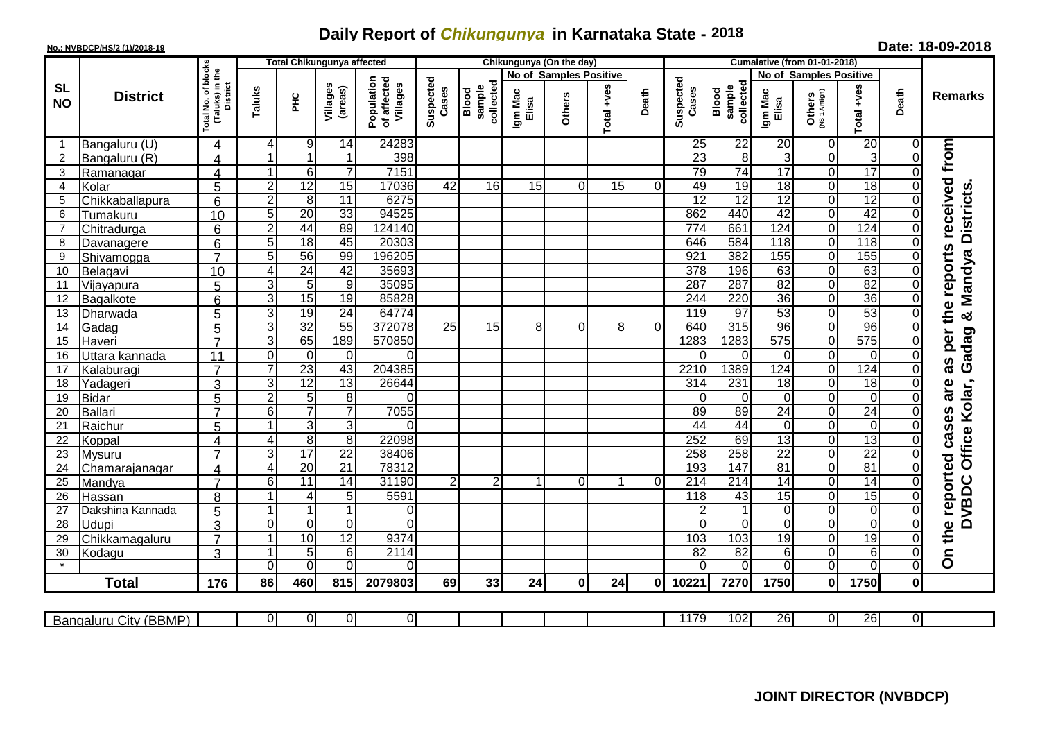# Daily Report of *Chikungunya* in Karnataka State - 2018

**No.: NVBDCP/HS/2 (1)/2018-19**

**Date: 18-09-2018**

| SL NO | District | Total No. of blocks (Taluks) in the District | Total Chikungunya affected | | | | Chikungunya (On the day) | | | | | | | Cumalative (from 01-01-2018) | | | | | | | Remarks |
|---|---|---|---|---|---|---|---|---|---|---|---|---|---|---|---|---|---|---|---|---|---|
| | | | Taluks | PHC | Villages (areas) | Population of affected Villages | Suspected Cases | Blood sample collected | No of Samples Positive | | | Death | Suspected Cases | Blood sample collected | No of Samples Positive | | | Death | |
| | | | | | | | | | Igm Mac Elisa | Others | Total +ves | | | | Igm Mac Elisa | Others (NS 1 Antign) | Total +ves | | |
| 1 | Bangaluru (U) | 4 | 4 | 9 | 14 | 24283 | | | | | | | 25 | 22 | 20 | 0 | 20 | 0 | On the reported cases are as per the reports received from DVBDC Office Kolar, Gadag & Mandya Districts. |
| 2 | Bangaluru (R) | 4 | 1 | 1 | 1 | 398 | | | | | | | 23 | 8 | 3 | 0 | 3 | 0 | |
| 3 | Ramanagar | 4 | 1 | 6 | 7 | 7151 | | | | | | | 79 | 74 | 17 | 0 | 17 | 0 | |
| 4 | Kolar | 5 | 2 | 12 | 15 | 17036 | 42 | 16 | 15 | 0 | 15 | 0 | 49 | 19 | 18 | 0 | 18 | 0 | |
| 5 | Chikkaballapura | 6 | 2 | 8 | 11 | 6275 | | | | | | | 12 | 12 | 12 | 0 | 12 | 0 | |
| 6 | Tumakuru | 10 | 5 | 20 | 33 | 94525 | | | | | | | 862 | 440 | 42 | 0 | 42 | 0 | |
| 7 | Chitradurga | 6 | 2 | 44 | 89 | 124140 | | | | | | | 774 | 661 | 124 | 0 | 124 | 0 | |
| 8 | Davanagere | 6 | 5 | 18 | 45 | 20303 | | | | | | | 646 | 584 | 118 | 0 | 118 | 0 | |
| 9 | Shivamogga | 7 | 5 | 56 | 99 | 196205 | | | | | | | 921 | 382 | 155 | 0 | 155 | 0 | |
| 10 | Belagavi | 10 | 4 | 24 | 42 | 35693 | | | | | | | 378 | 196 | 63 | 0 | 63 | 0 | |
| 11 | Vijayapura | 5 | 3 | 5 | 9 | 35095 | | | | | | | 287 | 287 | 82 | 0 | 82 | 0 | |
| 12 | Bagalkote | 6 | 3 | 15 | 19 | 85828 | | | | | | | 244 | 220 | 36 | 0 | 36 | 0 | |
| 13 | Dharwada | 5 | 3 | 19 | 24 | 64774 | | | | | | | 119 | 97 | 53 | 0 | 53 | 0 | |
| 14 | Gadag | 5 | 3 | 32 | 55 | 372078 | 25 | 15 | 8 | 0 | 8 | 0 | 640 | 315 | 96 | 0 | 96 | 0 | |
| 15 | Haveri | 7 | 3 | 65 | 189 | 570850 | | | | | | | 1283 | 1283 | 575 | 0 | 575 | 0 | |
| 16 | Uttara kannada | 11 | 0 | 0 | 0 | 0 | | | | | | | 0 | 0 | 0 | 0 | 0 | 0 | |
| 17 | Kalaburagi | 7 | 7 | 23 | 43 | 204385 | | | | | | | 2210 | 1389 | 124 | 0 | 124 | 0 | |
| 18 | Yadageri | 3 | 3 | 12 | 13 | 26644 | | | | | | | 314 | 231 | 18 | 0 | 18 | 0 | |
| 19 | Bidar | 5 | 2 | 5 | 8 | 0 | | | | | | | 0 | 0 | 0 | 0 | 0 | 0 | |
| 20 | Ballari | 7 | 6 | 7 | 7 | 7055 | | | | | | | 89 | 89 | 24 | 0 | 24 | 0 | |
| 21 | Raichur | 5 | 1 | 3 | 3 | 0 | | | | | | | 44 | 44 | 0 | 0 | 0 | 0 | |
| 22 | Koppal | 4 | 4 | 8 | 8 | 22098 | | | | | | | 252 | 69 | 13 | 0 | 13 | 0 | |
| 23 | Mysuru | 7 | 3 | 17 | 22 | 38406 | | | | | | | 258 | 258 | 22 | 0 | 22 | 0 | |
| 24 | Chamarajanagar | 4 | 4 | 20 | 21 | 78312 | | | | | | | 193 | 147 | 81 | 0 | 81 | 0 | |
| 25 | Mandya | 7 | 6 | 11 | 14 | 31190 | 2 | 2 | 1 | 0 | 1 | 0 | 214 | 214 | 14 | 0 | 14 | 0 | |
| 26 | Hassan | 8 | 1 | 4 | 5 | 5591 | | | | | | | 118 | 43 | 15 | 0 | 15 | 0 | |
| 27 | Dakshina Kannada | 5 | 1 | 1 | 1 | 0 | | | | | | | 2 | 1 | 0 | 0 | 0 | 0 | |
| 28 | Udupi | 3 | 0 | 0 | 0 | 0 | | | | | | | 0 | 0 | 0 | 0 | 0 | 0 | |
| 29 | Chikkamagaluru | 7 | 1 | 10 | 12 | 9374 | | | | | | | 103 | 103 | 19 | 0 | 19 | 0 | |
| 30 | Kodagu | 3 | 1 | 5 | 6 | 2114 | | | | | | | 82 | 82 | 6 | 0 | 6 | 0 | |
| * | | | 0 | 0 | 0 | 0 | | | | | | | 0 | 0 | 0 | 0 | 0 | 0 | |
| **Total** | | **176** | **86** | **460** | **815** | **2079803** | **69** | **33** | **24** | **0** | **24** | **0** | **10221** | **7270** | **1750** | **0** | **1750** | **0** | |

| Bangaluru City (BBMP) | | 0 | 0 | 0 | 0 | | | | | | | 1179 | 102 | 26 | 0 | 26 | 0 | |
|---|---|---|---|---|---|---|---|---|---|---|---|---|---|---|---|---|---|---|

**JOINT DIRECTOR (NVBDCP)**